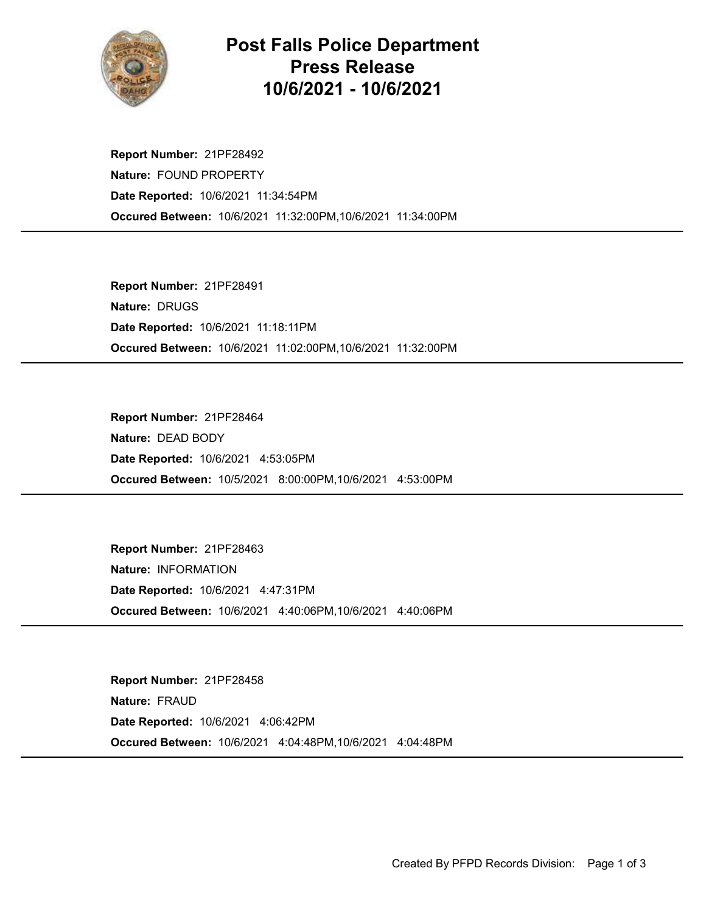# Post Falls Police Department
# Press Release
# 10/6/2021 - 10/6/2021

**Report Number:** 21PF28492
**Nature:** FOUND PROPERTY
**Date Reported:** 10/6/2021 11:34:54PM
**Occured Between:** 10/6/2021 11:32:00PM,10/6/2021 11:34:00PM

---

**Report Number:** 21PF28491
**Nature:** DRUGS
**Date Reported:** 10/6/2021 11:18:11PM
**Occured Between:** 10/6/2021 11:02:00PM,10/6/2021 11:32:00PM

---

**Report Number:** 21PF28464
**Nature:** DEAD BODY
**Date Reported:** 10/6/2021 4:53:05PM
**Occured Between:** 10/5/2021 8:00:00PM,10/6/2021 4:53:00PM

---

**Report Number:** 21PF28463
**Nature:** INFORMATION
**Date Reported:** 10/6/2021 4:47:31PM
**Occured Between:** 10/6/2021 4:40:06PM,10/6/2021 4:40:06PM

---

**Report Number:** 21PF28458
**Nature:** FRAUD
**Date Reported:** 10/6/2021 4:06:42PM
**Occured Between:** 10/6/2021 4:04:48PM,10/6/2021 4:04:48PM

---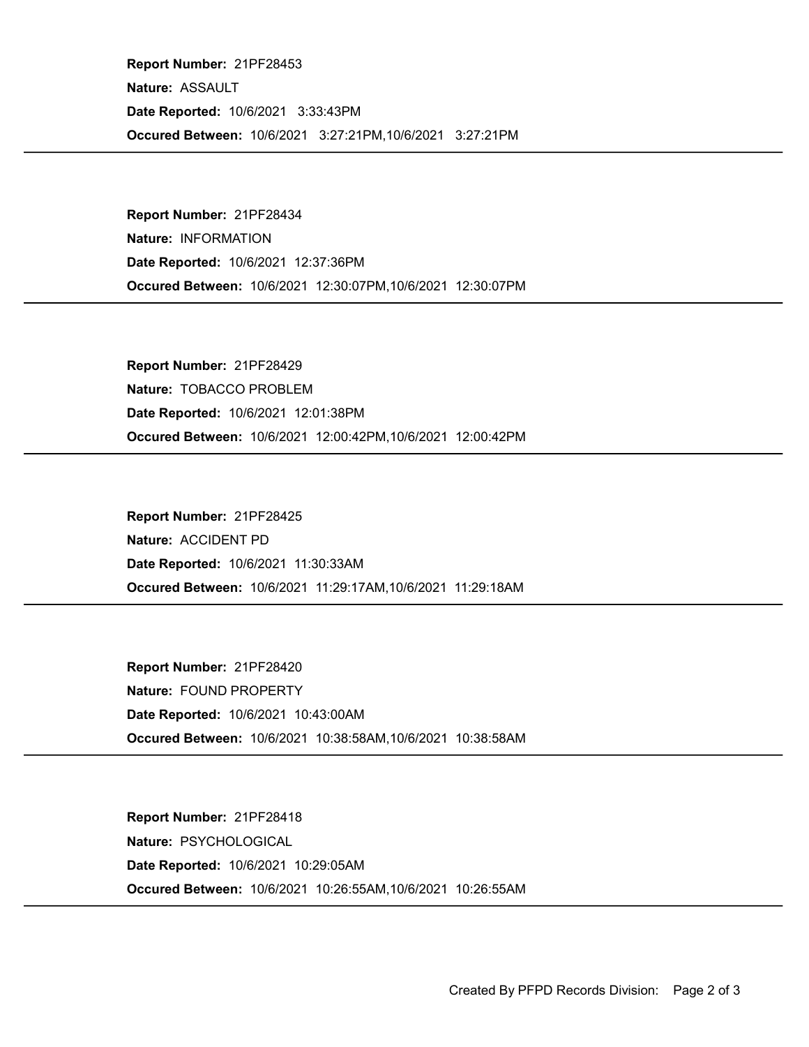**Report Number:** 21PF28453
**Nature:** ASSAULT
**Date Reported:** 10/6/2021 3:33:43PM
**Occured Between:** 10/6/2021 3:27:21PM,10/6/2021 3:27:21PM

---

**Report Number:** 21PF28434
**Nature:** INFORMATION
**Date Reported:** 10/6/2021 12:37:36PM
**Occured Between:** 10/6/2021 12:30:07PM,10/6/2021 12:30:07PM

---

**Report Number:** 21PF28429
**Nature:** TOBACCO PROBLEM
**Date Reported:** 10/6/2021 12:01:38PM
**Occured Between:** 10/6/2021 12:00:42PM,10/6/2021 12:00:42PM

---

**Report Number:** 21PF28425
**Nature:** ACCIDENT PD
**Date Reported:** 10/6/2021 11:30:33AM
**Occured Between:** 10/6/2021 11:29:17AM,10/6/2021 11:29:18AM

---

**Report Number:** 21PF28420
**Nature:** FOUND PROPERTY
**Date Reported:** 10/6/2021 10:43:00AM
**Occured Between:** 10/6/2021 10:38:58AM,10/6/2021 10:38:58AM

---

**Report Number:** 21PF28418
**Nature:** PSYCHOLOGICAL
**Date Reported:** 10/6/2021 10:29:05AM
**Occured Between:** 10/6/2021 10:26:55AM,10/6/2021 10:26:55AM

---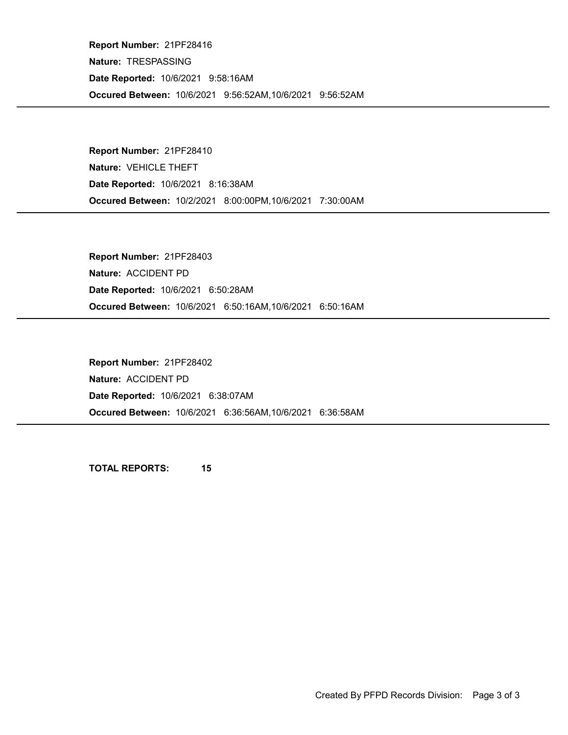**Report Number:** 21PF28416

**Nature:** TRESPASSING

**Date Reported:** 10/6/2021 9:58:16AM

**Occured Between:** 10/6/2021 9:56:52AM,10/6/2021 9:56:52AM

---

**Report Number:** 21PF28410

**Nature:** VEHICLE THEFT

**Date Reported:** 10/6/2021 8:16:38AM

**Occured Between:** 10/2/2021 8:00:00PM,10/6/2021 7:30:00AM

---

**Report Number:** 21PF28403

**Nature:** ACCIDENT PD

**Date Reported:** 10/6/2021 6:50:28AM

**Occured Between:** 10/6/2021 6:50:16AM,10/6/2021 6:50:16AM

---

**Report Number:** 21PF28402

**Nature:** ACCIDENT PD

**Date Reported:** 10/6/2021 6:38:07AM

**Occured Between:** 10/6/2021 6:36:56AM,10/6/2021 6:36:58AM

---

**TOTAL REPORTS: 15**

Created By PFPD Records Division: